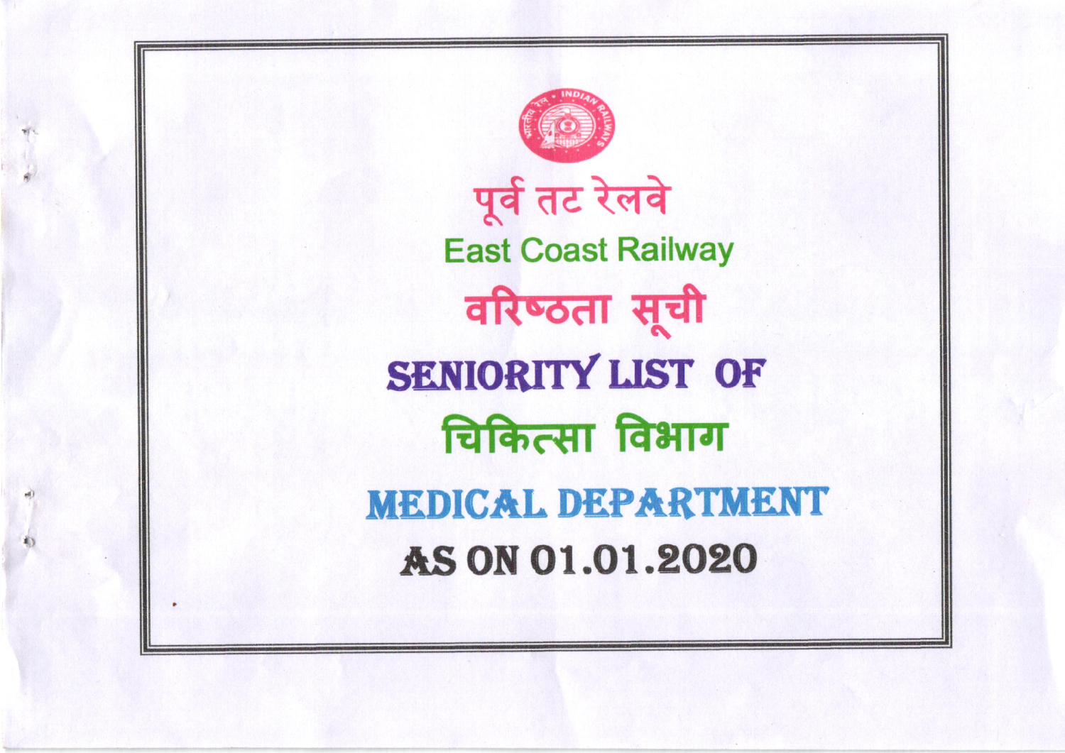# पूर्व तट रेलवे

## East Coast Railway

# वरिष्ठता सूची

# SENIORITY LIST OF

# चिकित्सा विभाग

# MEDICAL DEPARTMENT

## AS ON 01.01.2020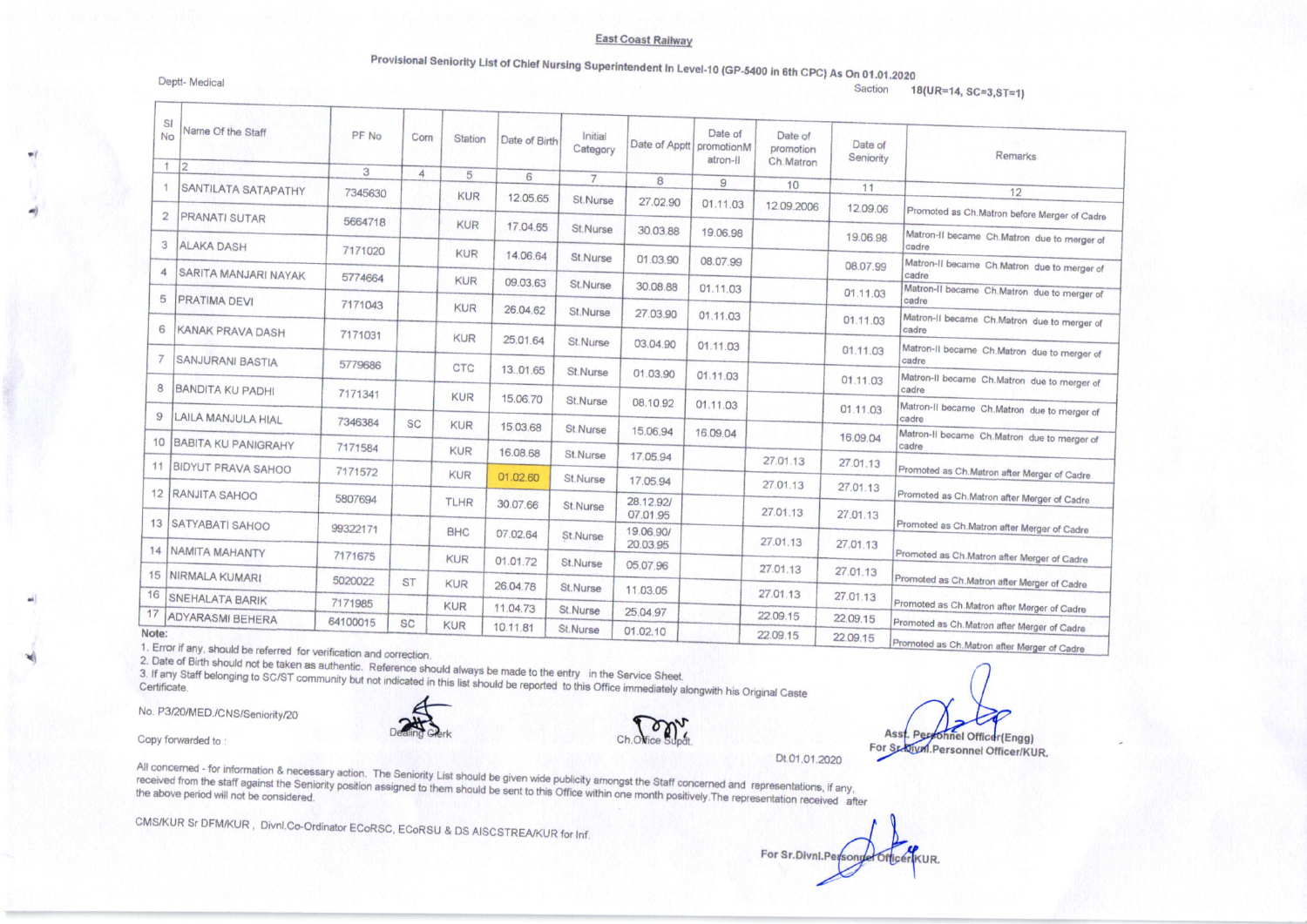**East Coast Railway**

**Provisional Seniority List of Chief Nursing Superintendent In Level-10 (GP-5400 in 6th CPC) As On 01.01.2020**

Deptt- Medical

Saction 18(UR=14, SC=3,ST=1)

| Sl No | Name Of the Staff | PF No | Com | Station | Date of Birth | Initial Category | Date of Apptt | Date of promotionMatron-II | Date of promotion Ch.Matron | Date of Seniority | Remarks |
|---|---|---|---|---|---|---|---|---|---|---|---|
| 1 | 2 | 3 | 4 | 5 | 6 | 7 | 8 | 9 | 10 | 11 | 12 |
| 1 | SANTILATA SATAPATHY | 7345630 | | KUR | 12.05.65 | St.Nurse | 27.02.90 | 01.11.03 | 12.09.2006 | 12.09.06 | Promoted as Ch.Matron before Merger of Cadre |
| 2 | PRANATI SUTAR | 5664718 | | KUR | 17.04.65 | St.Nurse | 30.03.88 | 19.06.98 | | 19.06.98 | Matron-II became Ch.Matron due to merger of cadre |
| 3 | ALAKA DASH | 7171020 | | KUR | 14.06.64 | St.Nurse | 01.03.90 | 08.07.99 | | 08.07.99 | Matron-II became Ch.Matron due to merger of cadre |
| 4 | SARITA MANJARI NAYAK | 5774664 | | KUR | 09.03.63 | St.Nurse | 30.08.88 | 01.11.03 | | 01.11.03 | Matron-II became Ch.Matron due to merger of cadre |
| 5 | PRATIMA DEVI | 7171043 | | KUR | 26.04.62 | St.Nurse | 27.03.90 | 01.11.03 | | 01.11.03 | Matron-II became Ch.Matron due to merger of cadre |
| 6 | KANAK PRAVA DASH | 7171031 | | KUR | 25.01.64 | St.Nurse | 03.04.90 | 01.11.03 | | 01.11.03 | Matron-II became Ch.Matron due to merger of cadre |
| 7 | SANJURANI BASTIA | 5779686 | | CTC | 13.01.65 | St.Nurse | 01.03.90 | 01.11.03 | | 01.11.03 | Matron-II became Ch.Matron due to merger of cadre |
| 8 | BANDITA KU PADHI | 7171341 | | KUR | 15.06.70 | St.Nurse | 08.10.92 | 01.11.03 | | 01.11.03 | Matron-II became Ch.Matron due to merger of cadre |
| 9 | LAILA MANJULA HIAL | 7346384 | SC | KUR | 15.03.68 | St.Nurse | 15.06.94 | 16.09.04 | | 16.09.04 | Matron-II became Ch.Matron due to merger of cadre |
| 10 | BABITA KU PANIGRAHY | 7171584 | | KUR | 16.08.68 | St.Nurse | 17.05.94 | | 27.01.13 | 27.01.13 | Promoted as Ch.Matron after Merger of Cadre |
| 11 | BIDYUT PRAVA SAHOO | 7171572 | | KUR | 01.02.60 | St.Nurse | 17.05.94 | | 27.01.13 | 27.01.13 | Promoted as Ch.Matron after Merger of Cadre |
| 12 | RANJITA SAHOO | 5807694 | | TLHR | 30.07.66 | St.Nurse | 28.12.92/ 07.01.95 | | 27.01.13 | 27.01.13 | Promoted as Ch.Matron after Merger of Cadre |
| 13 | SATYABATI SAHOO | 99322171 | | BHC | 07.02.64 | St.Nurse | 19.06.90/ 20.03.95 | | 27.01.13 | 27.01.13 | Promoted as Ch.Matron after Merger of Cadre |
| 14 | NAMITA MAHANTY | 7171675 | | KUR | 01.01.72 | St.Nurse | 05.07.96 | | 27.01.13 | 27.01.13 | Promoted as Ch.Matron after Merger of Cadre |
| 15 | NIRMALA KUMARI | 5020022 | ST | KUR | 26.04.78 | St.Nurse | 11.03.05 | | 27.01.13 | 27.01.13 | Promoted as Ch.Matron after Merger of Cadre |
| 16 | SNEHALATA BARIK | 7171985 | | KUR | 11.04.73 | St.Nurse | 25.04.97 | | 22.09.15 | 22.09.15 | Promoted as Ch.Matron after Merger of Cadre |
| 17 | ADYARASMI BEHERA | 64100015 | SC | KUR | 10.11.81 | St.Nurse | 01.02.10 | | 22.09.15 | 22.09.15 | Promoted as Ch.Matron after Merger of Cadre |

**Note:**

1. Error if any, should be referred for verification and correction.
2. Date of Birth should not be taken as authentic. Reference should always be made to the entry in the Service Sheet.
3. If any Staff belonging to SC/ST community but not indicated in this list should be reported to this Office immediately alongwith his Original Caste Certificate.

No. P3/20/MED./CNS/Seniority/20

Dealing Clerk Ch.Office Supdt.

Asst. Personnel Officer(Engg)
For Sr.Divnl.Personnel Officer/KUR.

Copy forwarded to :

Dt.01.01.2020

All concerned - for information & necessary action. The Seniority List should be given wide publicity amongst the Staff concerned and representations, if any, received from the staff against the Seniority position assigned to them should be sent to this Office within one month positively.The representation received after the above period will not be considered.

CMS/KUR Sr DFM/KUR , Divnl.Co-Ordinator ECoRSC, ECoRSU & DS AISCSTREA/KUR for Inf.

For Sr.Divnl.Personnel Officer/KUR.